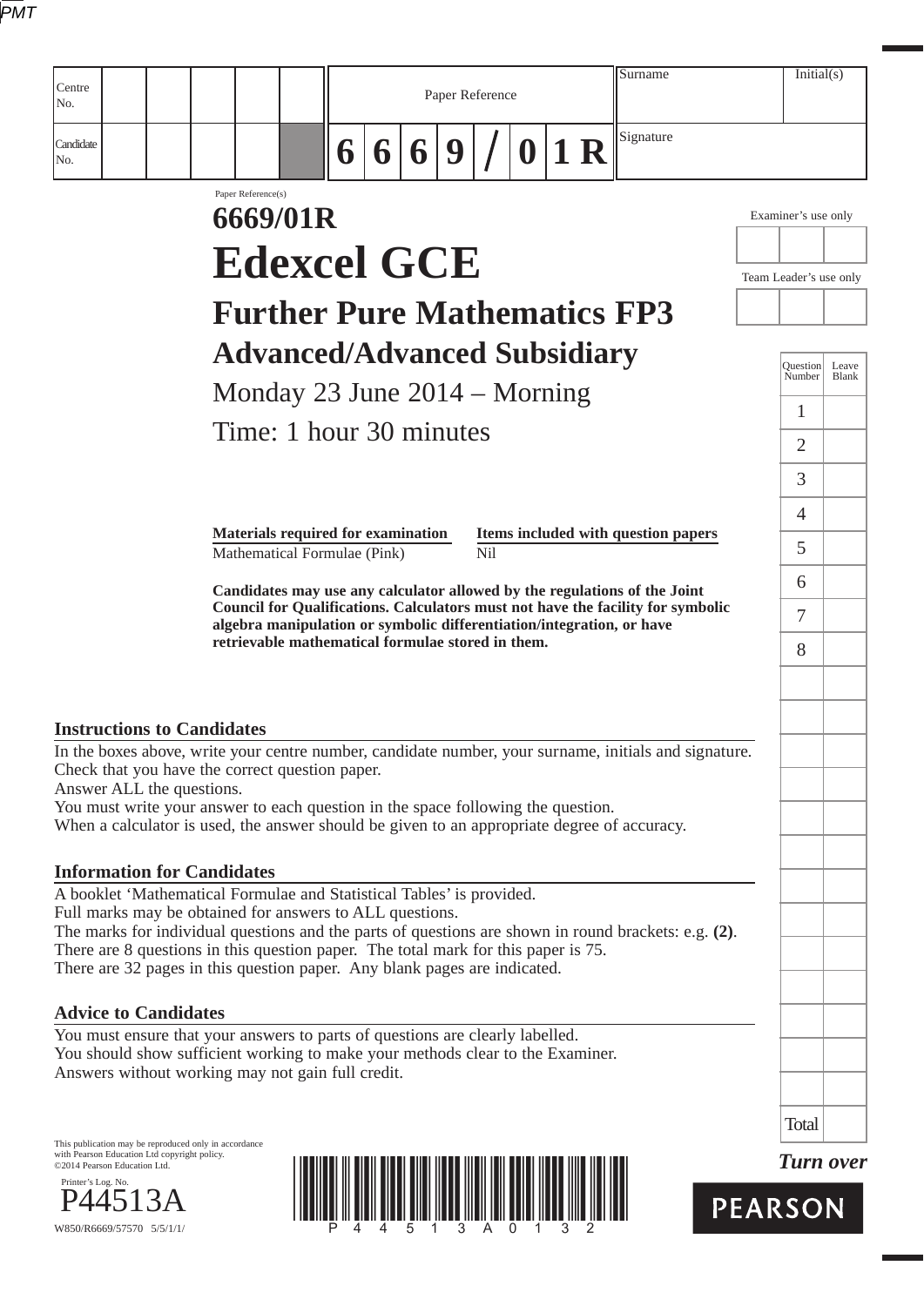| Centre No. | | | | | | Paper Reference | | | | | | | Surname | Initial(s) |
|---|---|---|---|---|---|---|---|---|---|---|---|---|---|---|
| Candidate No. | | | | | | 6 | 6 | 6 | 9 | / | 0 | 1 R | Signature | |

Paper Reference(s)

# 6669/01R

# Edexcel GCE

## Further Pure Mathematics FP3

## Advanced/Advanced Subsidiary

Monday 23 June 2014 – Morning

Time: 1 hour 30 minutes

Examiner's use only

Team Leader's use only

| Question Number | Leave Blank |
|---|---|
| 1 | |
| 2 | |
| 3 | |
| 4 | |
| 5 | |
| 6 | |
| 7 | |
| 8 | |
| Total | |

| **Materials required for examination** | **Items included with question papers** |
|---|---|
| Mathematical Formulae (Pink) | Nil |

**Candidates may use any calculator allowed by the regulations of the Joint Council for Qualifications. Calculators must not have the facility for symbolic algebra manipulation or symbolic differentiation/integration, or have retrievable mathematical formulae stored in them.**

### Instructions to Candidates

In the boxes above, write your centre number, candidate number, your surname, initials and signature.
Check that you have the correct question paper.
Answer ALL the questions.
You must write your answer to each question in the space following the question.
When a calculator is used, the answer should be given to an appropriate degree of accuracy.

### Information for Candidates

A booklet 'Mathematical Formulae and Statistical Tables' is provided.
Full marks may be obtained for answers to ALL questions.
The marks for individual questions and the parts of questions are shown in round brackets: e.g. **(2)**.
There are 8 questions in this question paper. The total mark for this paper is 75.
There are 32 pages in this question paper. Any blank pages are indicated.

### Advice to Candidates

You must ensure that your answers to parts of questions are clearly labelled.
You should show sufficient working to make your methods clear to the Examiner.
Answers without working may not gain full credit.

This publication may be reproduced only in accordance with Pearson Education Ltd copyright policy.
©2014 Pearson Education Ltd.

Printer's Log. No.
P44513A

W850/R6669/57570 5/5/1/1/

P 4 4 5 1 3 A 0 1 3 2

*Turn over*

PEARSON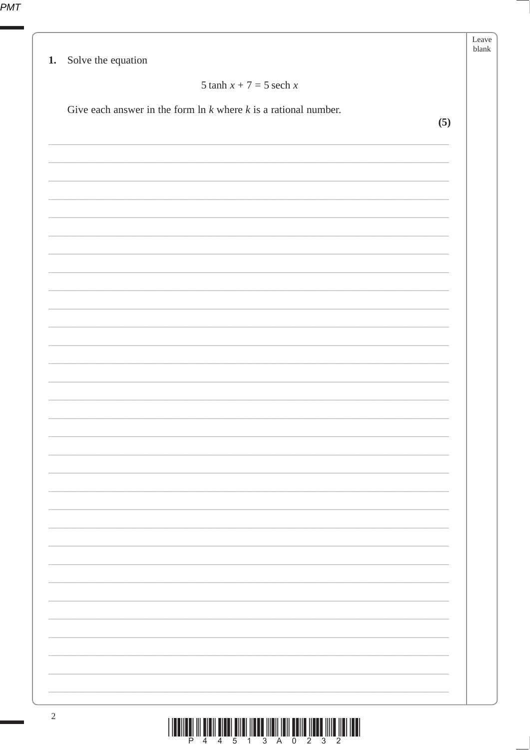1. Solve the equation

$$5 \tanh x + 7 = 5 \operatorname{sech} x$$

Give each answer in the form $\ln k$ where $k$ is a rational number.

**(5)**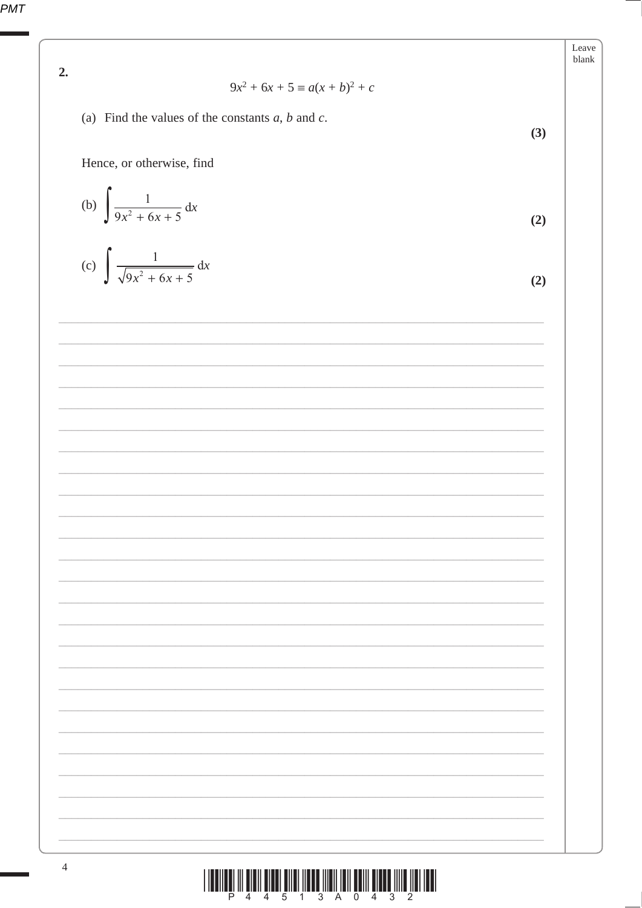**2.**

$$9x^2 + 6x + 5 \equiv a(x + b)^2 + c$$

(a) Find the values of the constants $a$, $b$ and $c$.

**(3)**

Hence, or otherwise, find

(b) $\displaystyle\int \frac{1}{9x^2 + 6x + 5}\,dx$

**(2)**

(c) $\displaystyle\int \frac{1}{\sqrt{9x^2 + 6x + 5}}\,dx$

**(2)**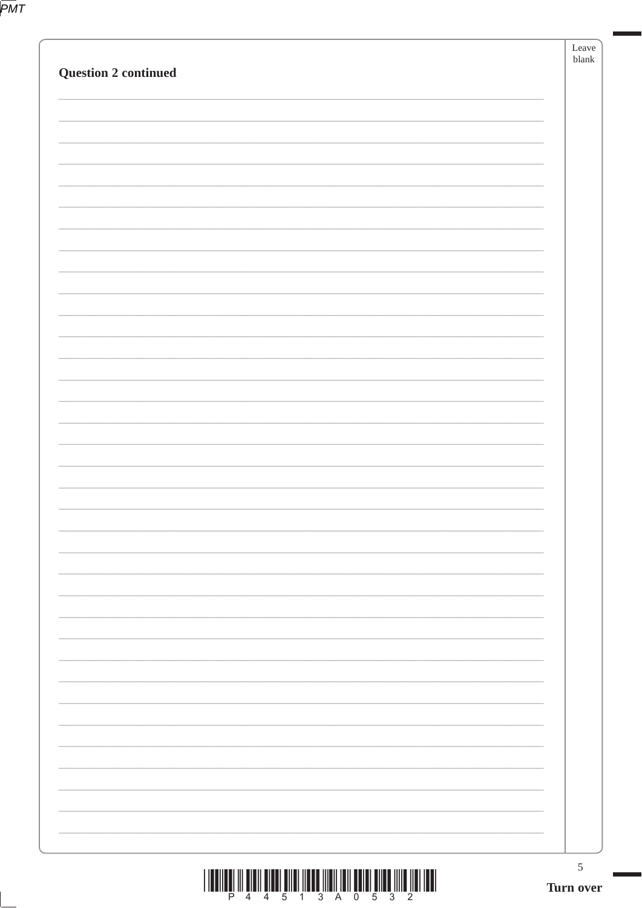**Question 2 continued**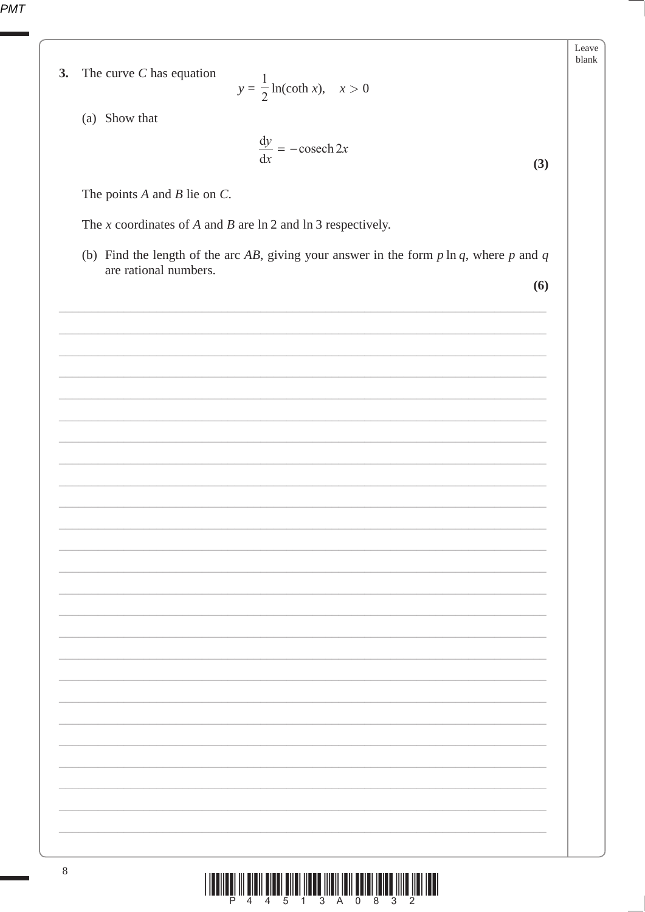**3.** The curve $C$ has equation

$$y = \frac{1}{2}\ln(\coth x), \quad x > 0$$

(a) Show that

$$\frac{dy}{dx} = -\text{cosech}\, 2x$$

**(3)**

The points $A$ and $B$ lie on $C$.

The $x$ coordinates of $A$ and $B$ are $\ln 2$ and $\ln 3$ respectively.

(b) Find the length of the arc $AB$, giving your answer in the form $p \ln q$, where $p$ and $q$ are rational numbers.

**(6)**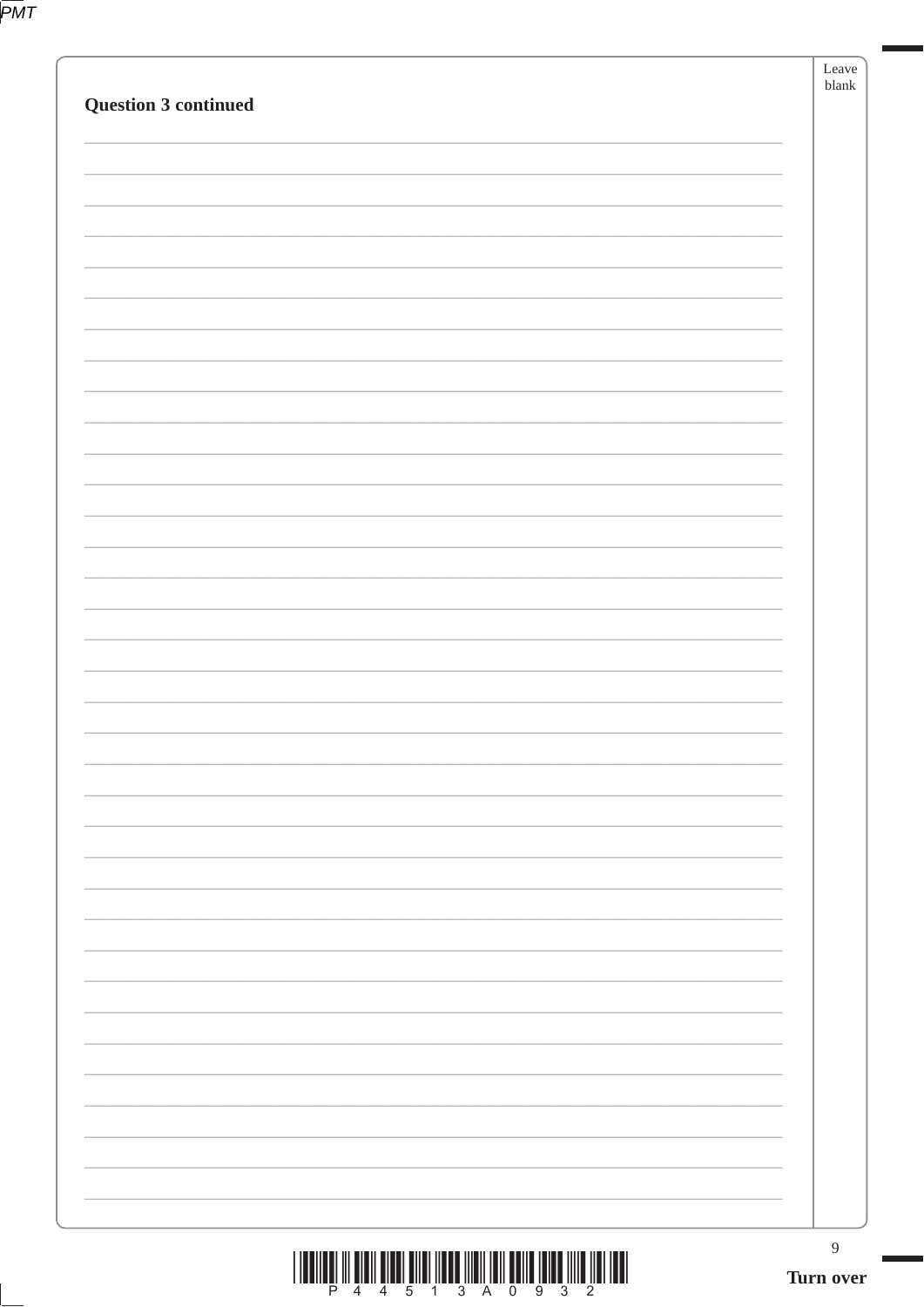**Question 3 continued**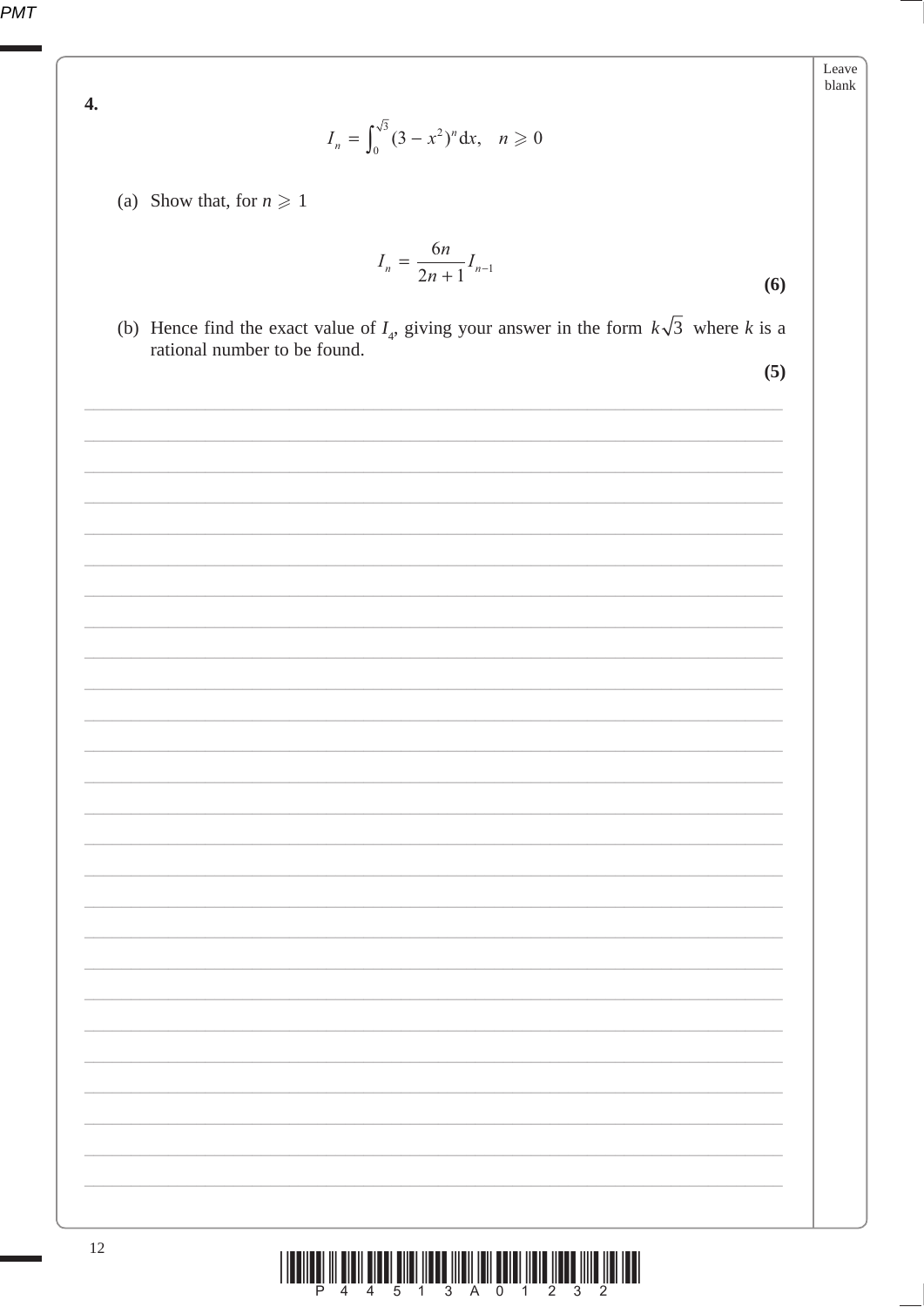**4.**

$$I_n = \int_0^{\sqrt{3}} (3 - x^2)^n \, dx, \quad n \geqslant 0$$

(a) Show that, for $n \geqslant 1$

$$I_n = \frac{6n}{2n+1} I_{n-1}$$

**(6)**

(b) Hence find the exact value of $I_4$, giving your answer in the form $k\sqrt{3}$ where $k$ is a rational number to be found.

**(5)**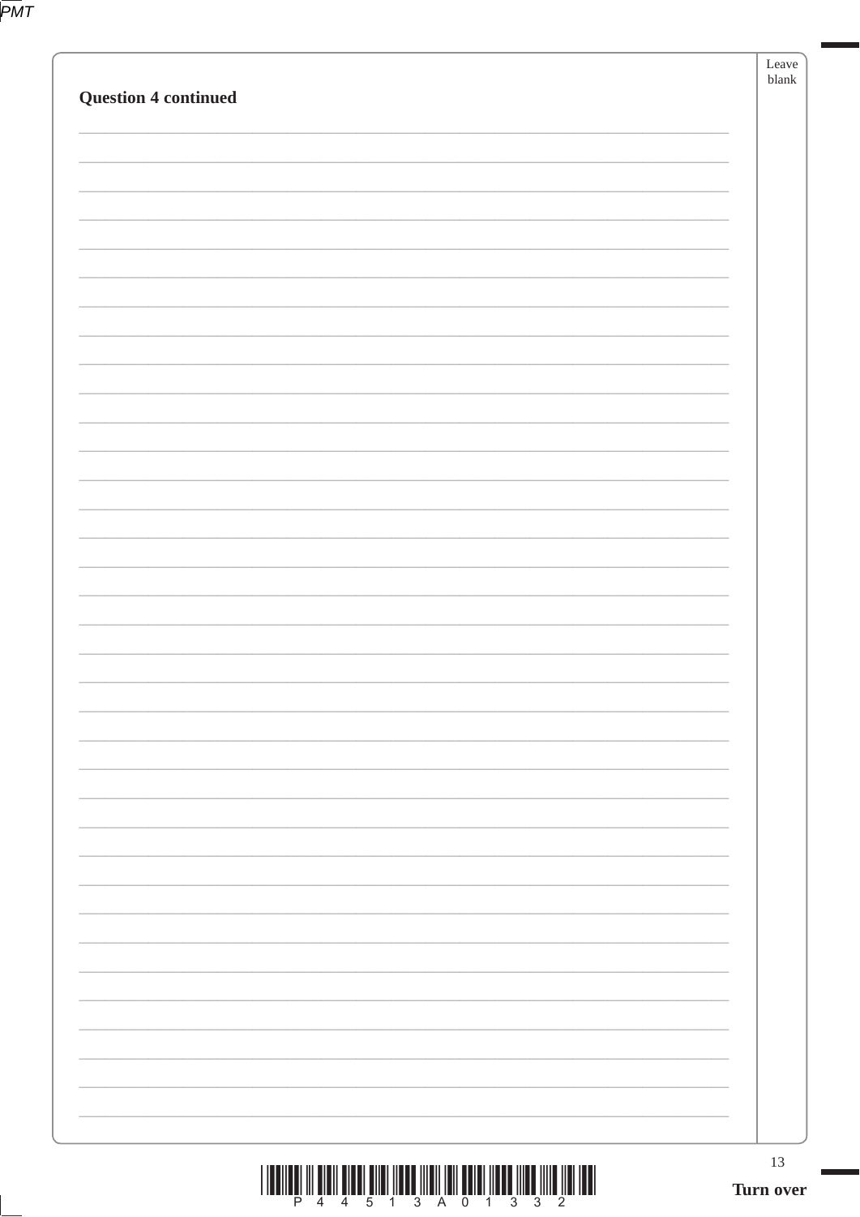**Question 4 continued**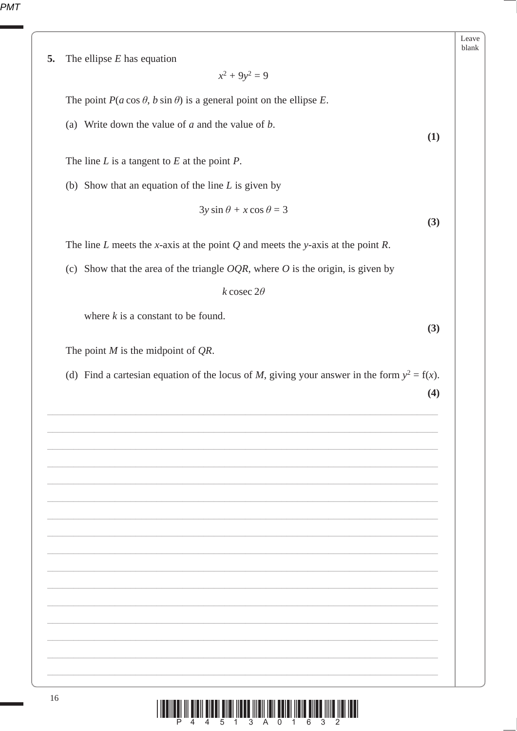**5.** The ellipse $E$ has equation

$$x^2 + 9y^2 = 9$$

The point $P(a\cos\theta, b\sin\theta)$ is a general point on the ellipse $E$.

(a) Write down the value of $a$ and the value of $b$.

**(1)**

The line $L$ is a tangent to $E$ at the point $P$.

(b) Show that an equation of the line $L$ is given by

$$3y\sin\theta + x\cos\theta = 3$$

**(3)**

The line $L$ meets the $x$-axis at the point $Q$ and meets the $y$-axis at the point $R$.

(c) Show that the area of the triangle $OQR$, where $O$ is the origin, is given by

$$k\operatorname{cosec} 2\theta$$

where $k$ is a constant to be found.

**(3)**

The point $M$ is the midpoint of $QR$.

(d) Find a cartesian equation of the locus of $M$, giving your answer in the form $y^2 = \mathrm{f}(x)$.

**(4)**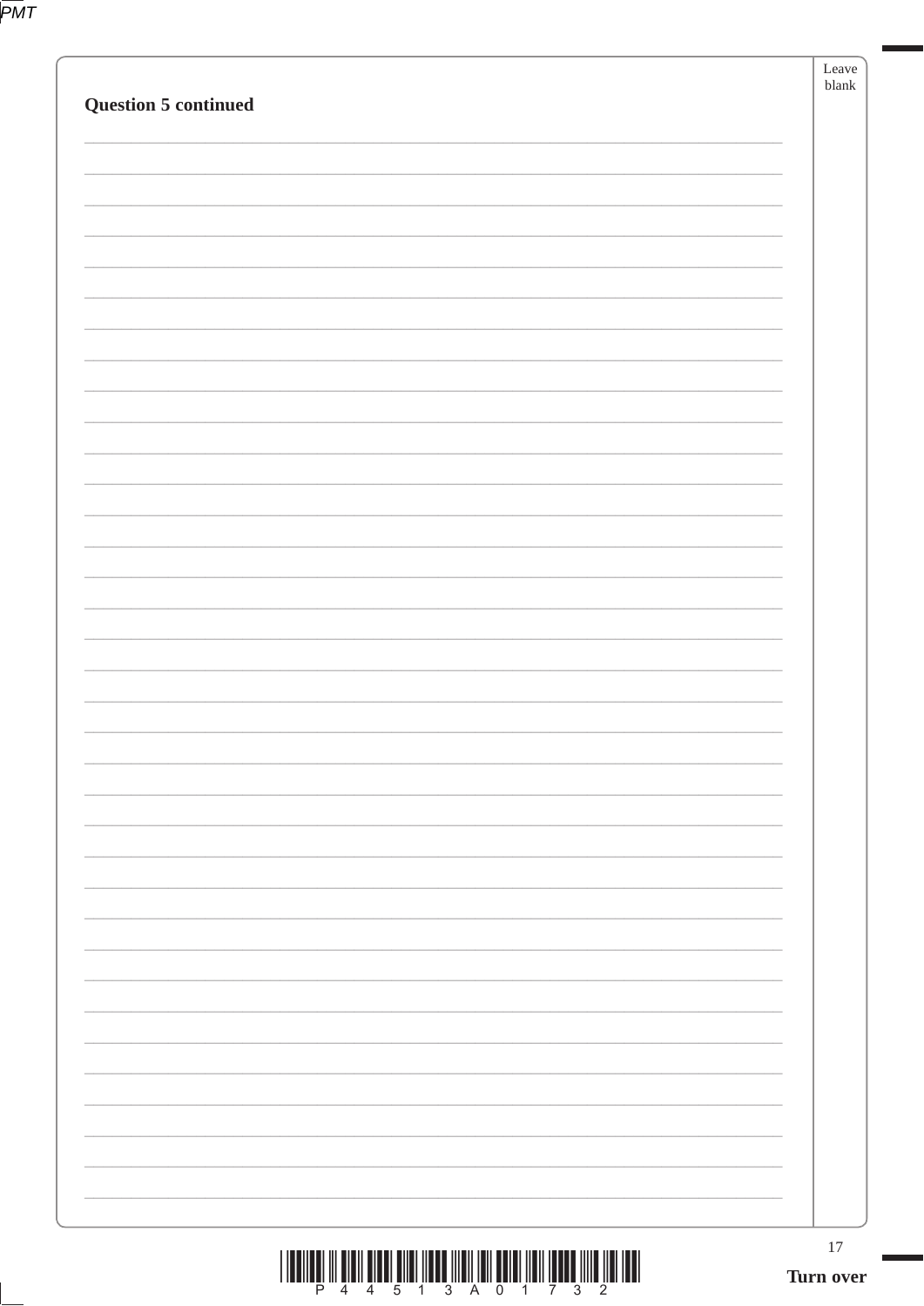**Question 5 continued**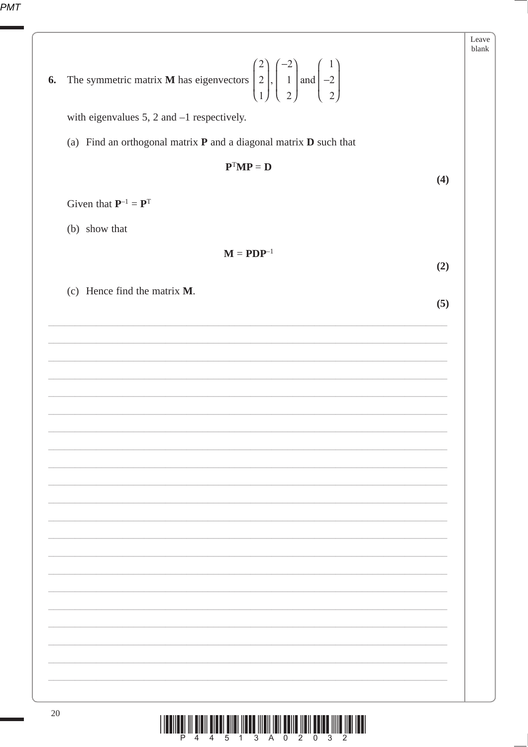**6.** The symmetric matrix $\mathbf{M}$ has eigenvectors $\begin{pmatrix} 2 \\ 2 \\ 1 \end{pmatrix}$, $\begin{pmatrix} -2 \\ 1 \\ 2 \end{pmatrix}$ and $\begin{pmatrix} 1 \\ -2 \\ 2 \end{pmatrix}$

with eigenvalues 5, 2 and –1 respectively.

(a) Find an orthogonal matrix $\mathbf{P}$ and a diagonal matrix $\mathbf{D}$ such that

$$\mathbf{P}^{\mathrm{T}}\mathbf{M}\mathbf{P} = \mathbf{D}$$

**(4)**

Given that $\mathbf{P}^{-1} = \mathbf{P}^{\mathrm{T}}$

(b) show that

$$\mathbf{M} = \mathbf{P}\mathbf{D}\mathbf{P}^{-1}$$

**(2)**

(c) Hence find the matrix $\mathbf{M}$.

**(5)**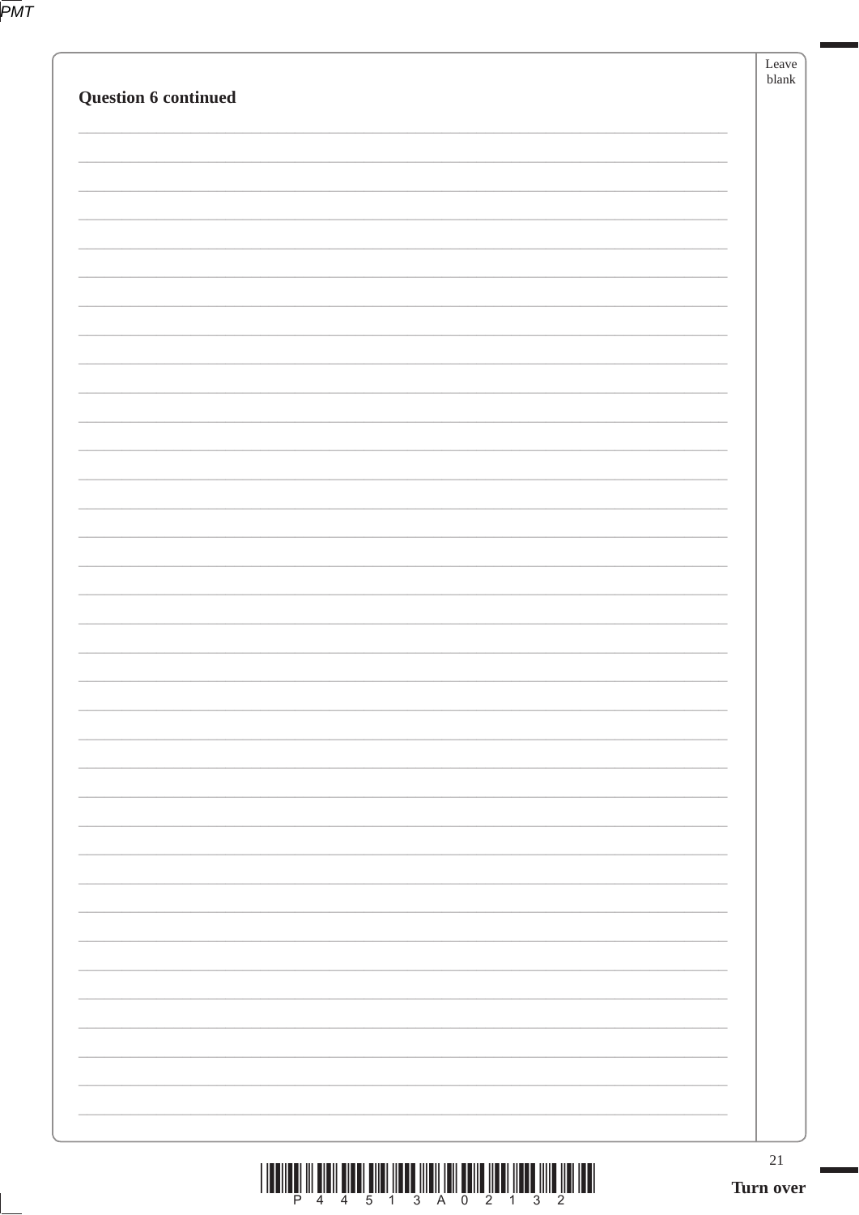**Question 6 continued**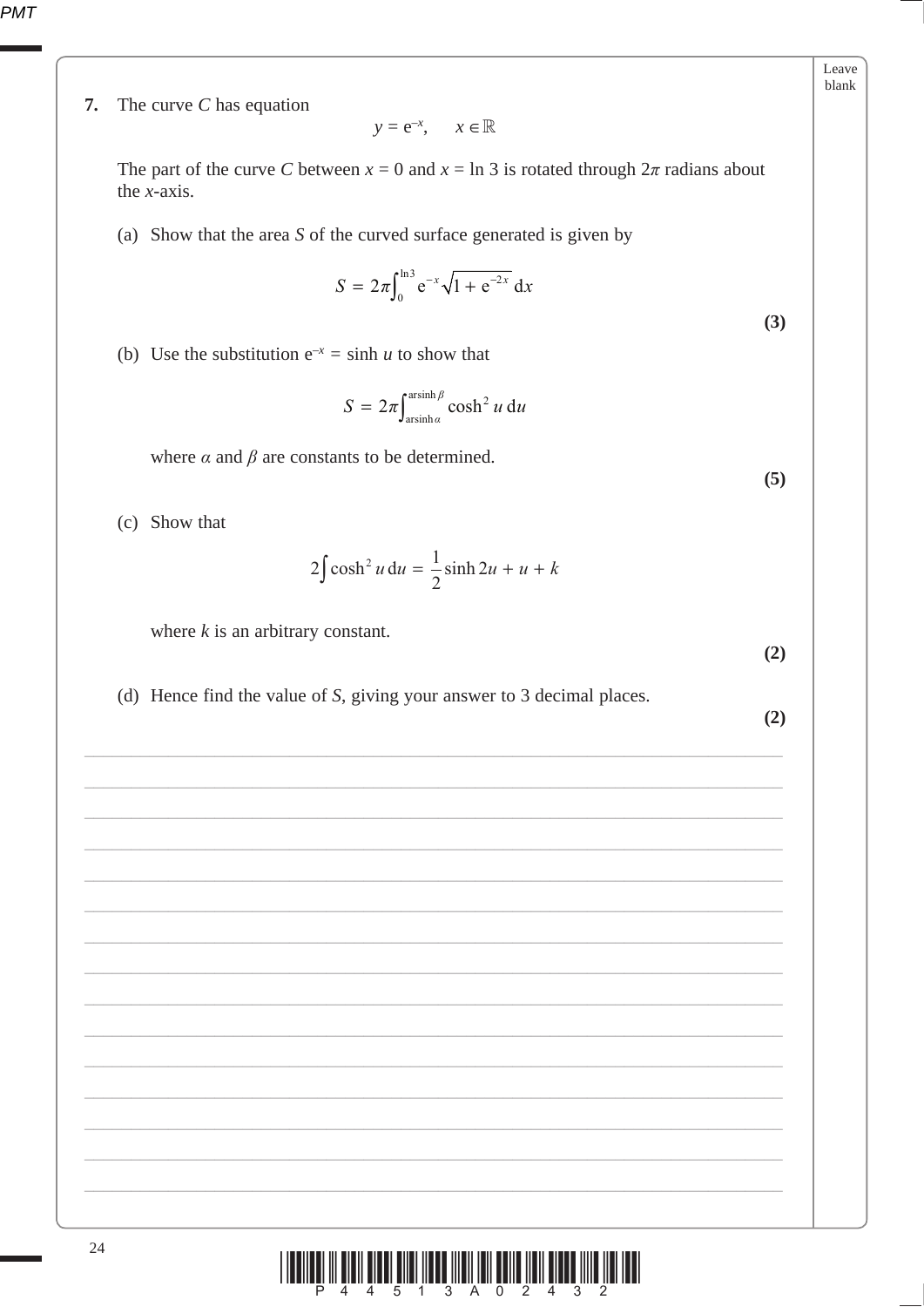**7.** The curve $C$ has equation

$$y = e^{-x}, \quad x \in \mathbb{R}$$

The part of the curve $C$ between $x = 0$ and $x = \ln 3$ is rotated through $2\pi$ radians about the $x$-axis.

(a) Show that the area $S$ of the curved surface generated is given by

$$S = 2\pi \int_0^{\ln 3} e^{-x} \sqrt{1 + e^{-2x}} \, dx$$

**(3)**

(b) Use the substitution $e^{-x} = \sinh u$ to show that

$$S = 2\pi \int_{\text{arsinh}\,\alpha}^{\text{arsinh}\,\beta} \cosh^2 u \, du$$

where $\alpha$ and $\beta$ are constants to be determined.

**(5)**

(c) Show that

$$2\int \cosh^2 u \, du = \frac{1}{2}\sinh 2u + u + k$$

where $k$ is an arbitrary constant.

**(2)**

(d) Hence find the value of $S$, giving your answer to 3 decimal places.

**(2)**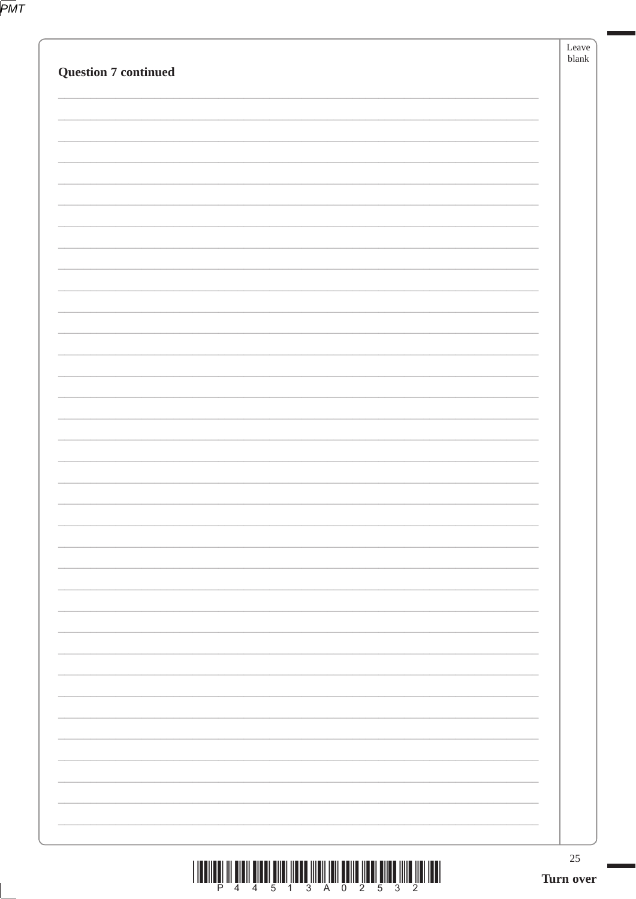**Question 7 continued**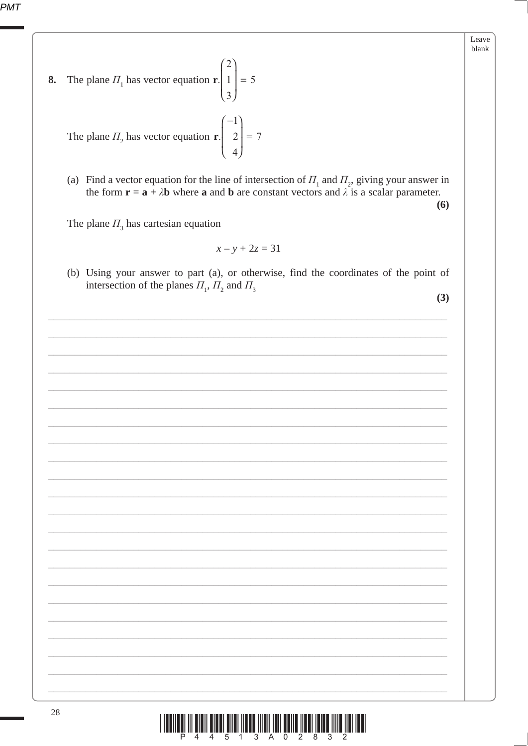**8.** The plane $\Pi_1$ has vector equation $\mathbf{r}.\begin{pmatrix} 2 \\ 1 \\ 3 \end{pmatrix} = 5$

The plane $\Pi_2$ has vector equation $\mathbf{r}.\begin{pmatrix} -1 \\ 2 \\ 4 \end{pmatrix} = 7$

(a) Find a vector equation for the line of intersection of $\Pi_1$ and $\Pi_2$, giving your answer in the form $\mathbf{r} = \mathbf{a} + \lambda\mathbf{b}$ where $\mathbf{a}$ and $\mathbf{b}$ are constant vectors and $\lambda$ is a scalar parameter.
**(6)**

The plane $\Pi_3$ has cartesian equation

$$x - y + 2z = 31$$

(b) Using your answer to part (a), or otherwise, find the coordinates of the point of intersection of the planes $\Pi_1$, $\Pi_2$ and $\Pi_3$
**(3)**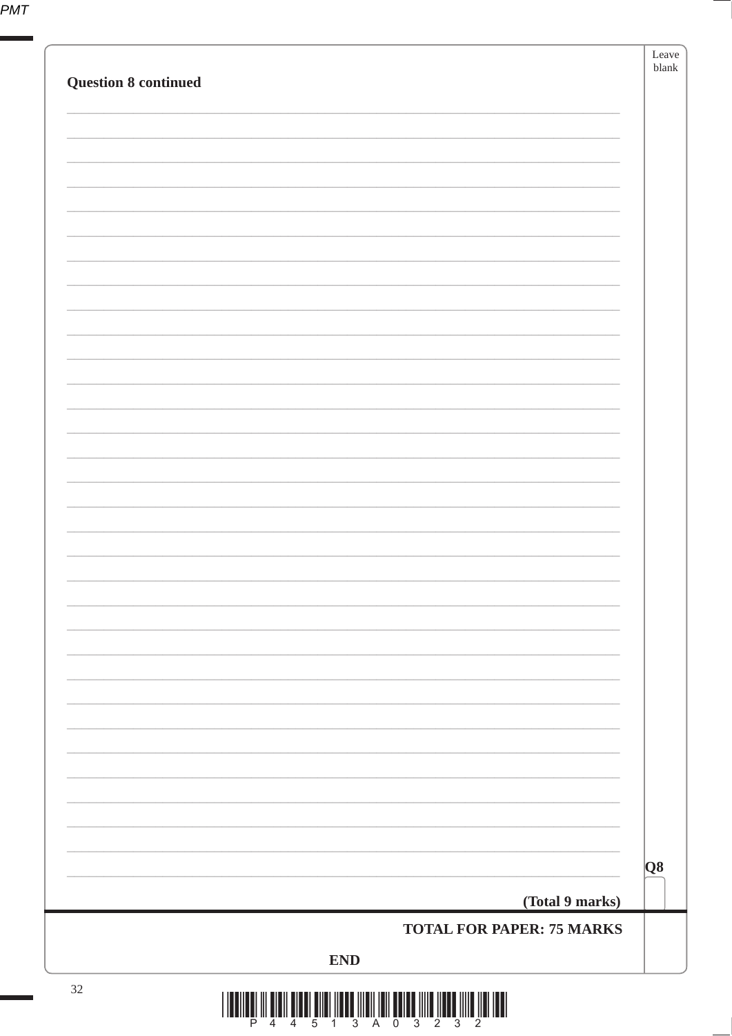**Question 8 continued**

Q8

**(Total 9 marks)**

**TOTAL FOR PAPER: 75 MARKS**

**END**